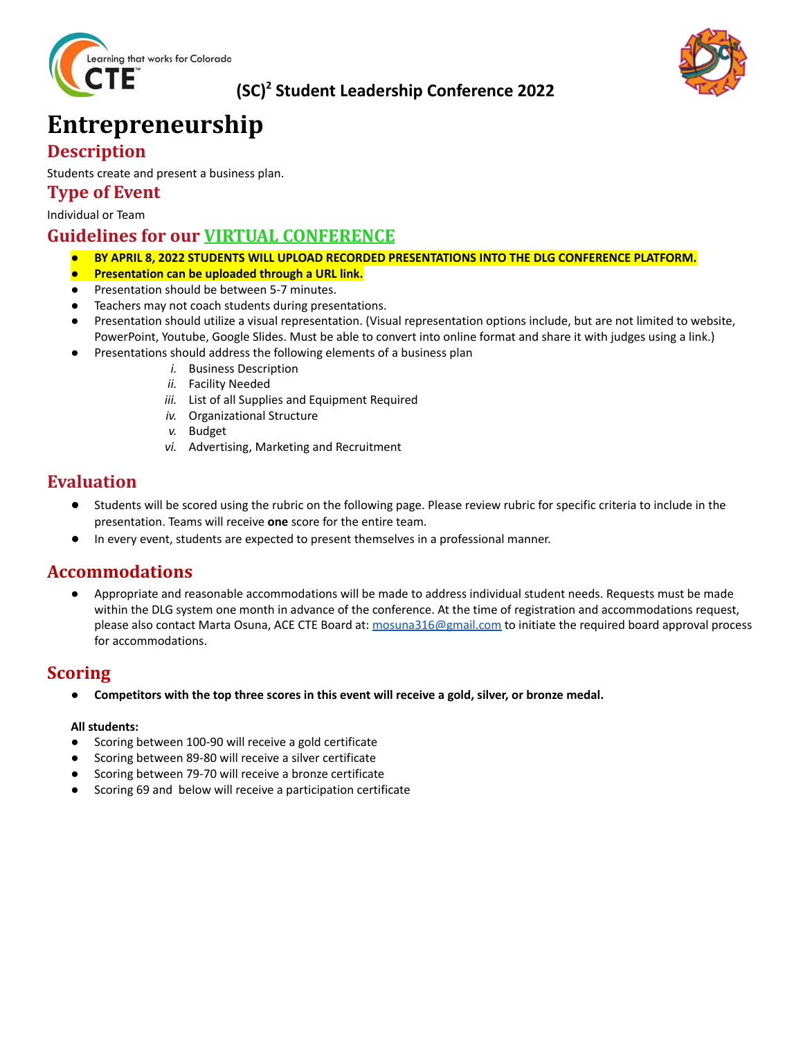# (SC)[2] Student Leadership Conference 2022

# Entrepreneurship

## Description

Students create and present a business plan.

## Type of Event

Individual or Team

## Guidelines for our VIRTUAL CONFERENCE

- **BY APRIL 8, 2022 STUDENTS WILL UPLOAD RECORDED PRESENTATIONS INTO THE DLG CONFERENCE PLATFORM.**
- **Presentation can be uploaded through a URL link.**
- Presentation should be between 5-7 minutes.
- Teachers may not coach students during presentations.
- Presentation should utilize a visual representation. (Visual representation options include, but are not limited to website, PowerPoint, Youtube, Google Slides. Must be able to convert into online format and share it with judges using a link.)
- Presentations should address the following elements of a business plan
  - *i.* Business Description
  - *ii.* Facility Needed
  - *iii.* List of all Supplies and Equipment Required
  - *iv.* Organizational Structure
  - *v.* Budget
  - *vi.* Advertising, Marketing and Recruitment

## Evaluation

- Students will be scored using the rubric on the following page. Please review rubric for specific criteria to include in the presentation. Teams will receive **one** score for the entire team.
- In every event, students are expected to present themselves in a professional manner.

## Accommodations

- Appropriate and reasonable accommodations will be made to address individual student needs. Requests must be made within the DLG system one month in advance of the conference. At the time of registration and accommodations request, please also contact Marta Osuna, ACE CTE Board at: mosuna316@gmail.com to initiate the required board approval process for accommodations.

## Scoring

- **Competitors with the top three scores in this event will receive a gold, silver, or bronze medal.**

**All students:**

- Scoring between 100-90 will receive a gold certificate
- Scoring between 89-80 will receive a silver certificate
- Scoring between 79-70 will receive a bronze certificate
- Scoring 69 and below will receive a participation certificate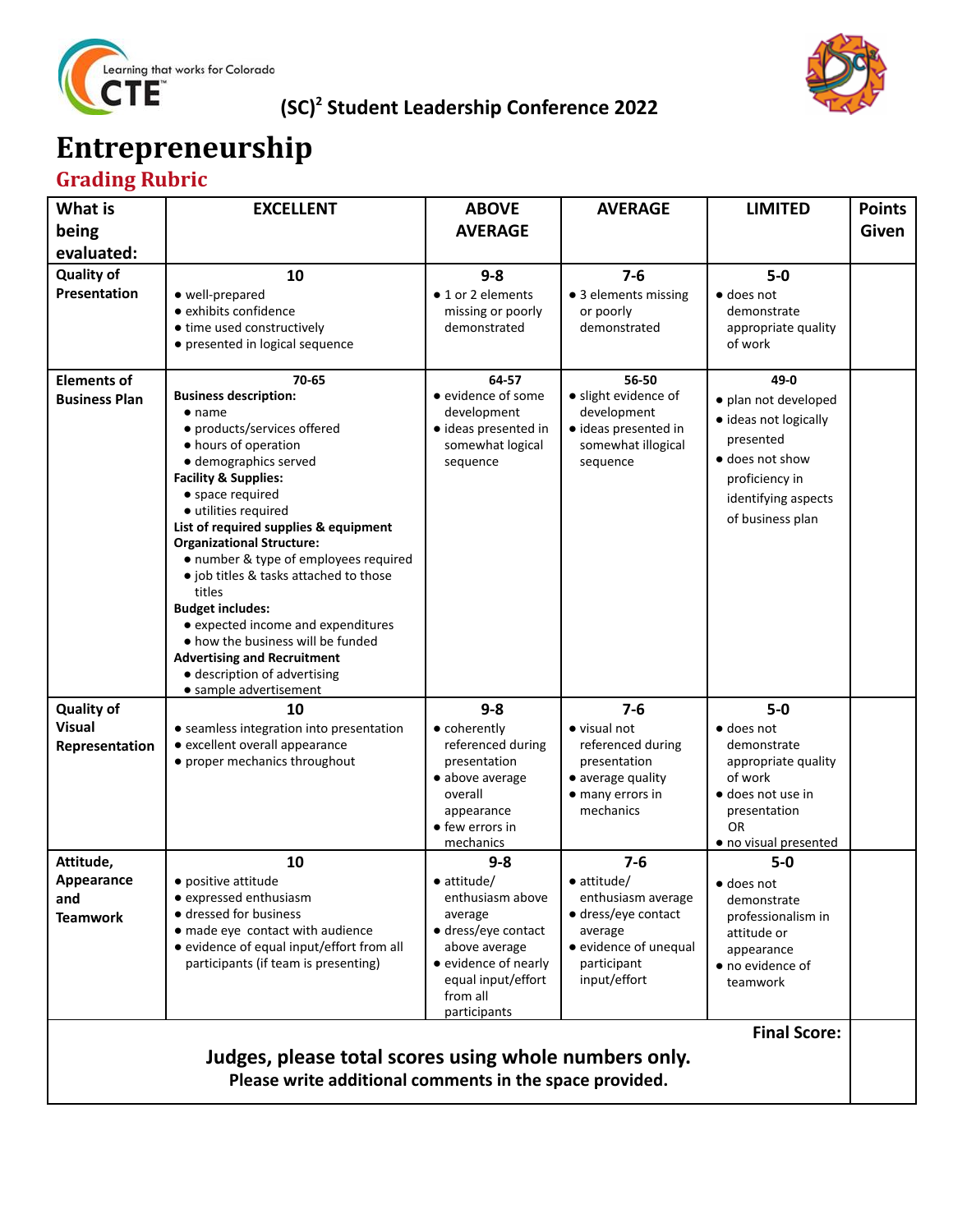(SC)[2] Student Leadership Conference 2022

# Entrepreneurship

## Grading Rubric

| What is being evaluated: | EXCELLENT | ABOVE AVERAGE | AVERAGE | LIMITED | Points Given |
|---|---|---|---|---|---|
| **Quality of Presentation** | **10**<br>• well-prepared<br>• exhibits confidence<br>• time used constructively<br>• presented in logical sequence | **9-8**<br>• 1 or 2 elements missing or poorly demonstrated | **7-6**<br>• 3 elements missing or poorly demonstrated | **5-0**<br>• does not demonstrate appropriate quality of work | |
| **Elements of Business Plan** | **70-65**<br>**Business description:**<br>• name<br>• products/services offered<br>• hours of operation<br>• demographics served<br>**Facility & Supplies:**<br>• space required<br>• utilities required<br>**List of required supplies & equipment**<br>**Organizational Structure:**<br>• number & type of employees required<br>• job titles & tasks attached to those titles<br>**Budget includes:**<br>• expected income and expenditures<br>• how the business will be funded<br>**Advertising and Recruitment**<br>• description of advertising<br>• sample advertisement | **64-57**<br>• evidence of some development<br>• ideas presented in somewhat logical sequence | **56-50**<br>• slight evidence of development<br>• ideas presented in somewhat illogical sequence | **49-0**<br>• plan not developed<br>• ideas not logically presented<br>• does not show proficiency in identifying aspects of business plan | |
| **Quality of Visual Representation** | **10**<br>• seamless integration into presentation<br>• excellent overall appearance<br>• proper mechanics throughout | **9-8**<br>• coherently referenced during presentation<br>• above average overall appearance<br>• few errors in mechanics | **7-6**<br>• visual not referenced during presentation<br>• average quality<br>• many errors in mechanics | **5-0**<br>• does not demonstrate appropriate quality of work<br>• does not use in presentation<br>OR<br>• no visual presented | |
| **Attitude, Appearance and Teamwork** | **10**<br>• positive attitude<br>• expressed enthusiasm<br>• dressed for business<br>• made eye contact with audience<br>• evidence of equal input/effort from all participants (if team is presenting) | **9-8**<br>• attitude/ enthusiasm above average<br>• dress/eye contact above average<br>• evidence of nearly equal input/effort from all participants | **7-6**<br>• attitude/ enthusiasm average<br>• dress/eye contact average<br>• evidence of unequal participant input/effort | **5-0**<br>• does not demonstrate professionalism in attitude or appearance<br>• no evidence of teamwork | |
| | | | | **Final Score:** | |

**Judges, please total scores using whole numbers only.**
**Please write additional comments in the space provided.**